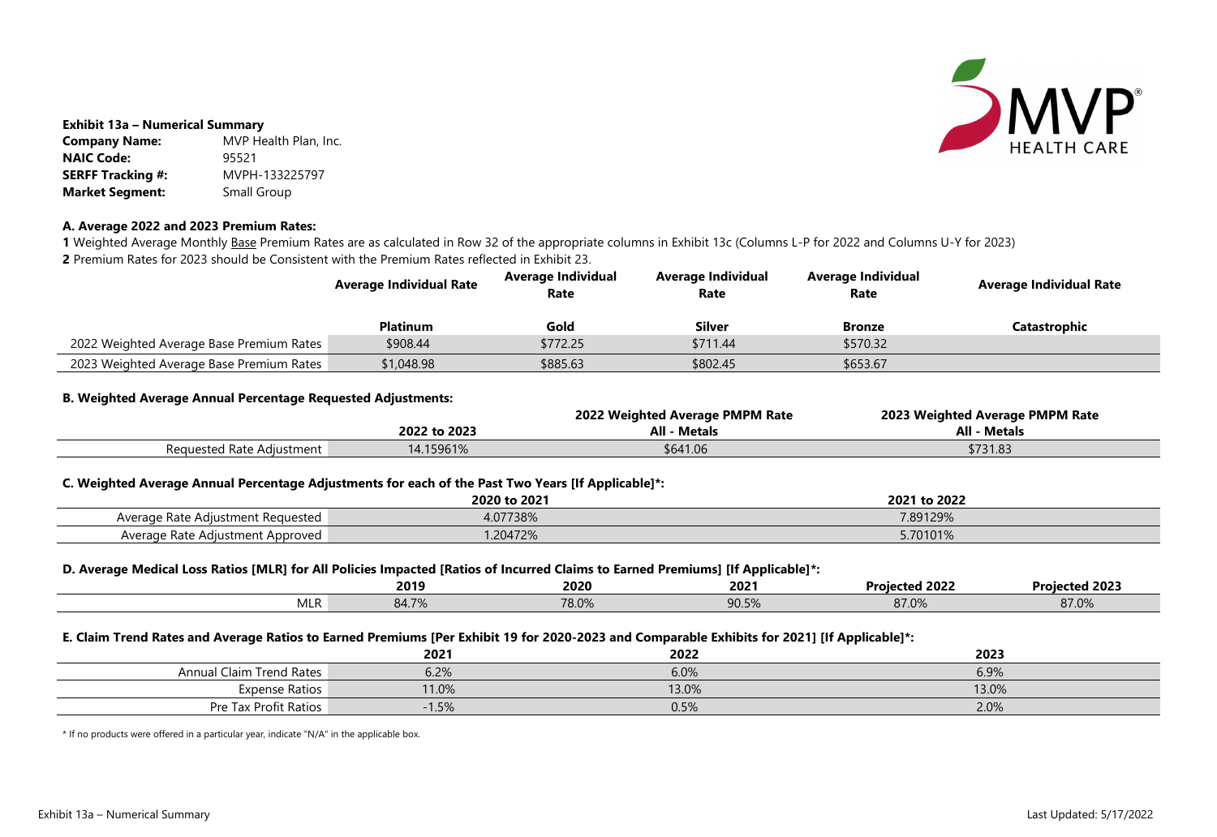**Exhibit 13a – Numerical Summary**

| | |
|---|---|
| **Company Name:** | MVP Health Plan, Inc. |
| **NAIC Code:** | 95521 |
| **SERFF Tracking #:** | MVPH-133225797 |
| **Market Segment:** | Small Group |

**A. Average 2022 and 2023 Premium Rates:**

**1** Weighted Average Monthly Base Premium Rates are as calculated in Row 32 of the appropriate columns in Exhibit 13c (Columns L-P for 2022 and Columns U-Y for 2023)
**2** Premium Rates for 2023 should be Consistent with the Premium Rates reflected in Exhibit 23.

| | Average Individual Rate | Average Individual Rate | Average Individual Rate | Average Individual Rate | Average Individual Rate |
|---|---|---|---|---|---|
| | **Platinum** | **Gold** | **Silver** | **Bronze** | **Catastrophic** |
| 2022 Weighted Average Base Premium Rates | $908.44 | $772.25 | $711.44 | $570.32 | |
| 2023 Weighted Average Base Premium Rates | $1,048.98 | $885.63 | $802.45 | $653.67 | |

**B. Weighted Average Annual Percentage Requested Adjustments:**

| | 2022 to 2023 | 2022 Weighted Average PMPM Rate All - Metals | 2023 Weighted Average PMPM Rate All - Metals |
|---|---|---|---|
| Requested Rate Adjustment | 14.15961% | $641.06 | $731.83 |

**C. Weighted Average Annual Percentage Adjustments for each of the Past Two Years [If Applicable]*:**

| | 2020 to 2021 | 2021 to 2022 |
|---|---|---|
| Average Rate Adjustment Requested | 4.07738% | 7.89129% |
| Average Rate Adjustment Approved | 1.20472% | 5.70101% |

**D. Average Medical Loss Ratios [MLR] for All Policies Impacted [Ratios of Incurred Claims to Earned Premiums] [If Applicable]*:**

| | 2019 | 2020 | 2021 | Projected 2022 | Projected 2023 |
|---|---|---|---|---|---|
| MLR | 84.7% | 78.0% | 90.5% | 87.0% | 87.0% |

**E. Claim Trend Rates and Average Ratios to Earned Premiums [Per Exhibit 19 for 2020-2023 and Comparable Exhibits for 2021] [If Applicable]*:**

| | 2021 | 2022 | 2023 |
|---|---|---|---|
| Annual Claim Trend Rates | 6.2% | 6.0% | 6.9% |
| Expense Ratios | 11.0% | 13.0% | 13.0% |
| Pre Tax Profit Ratios | -1.5% | 0.5% | 2.0% |

\* If no products were offered in a particular year, indicate "N/A" in the applicable box.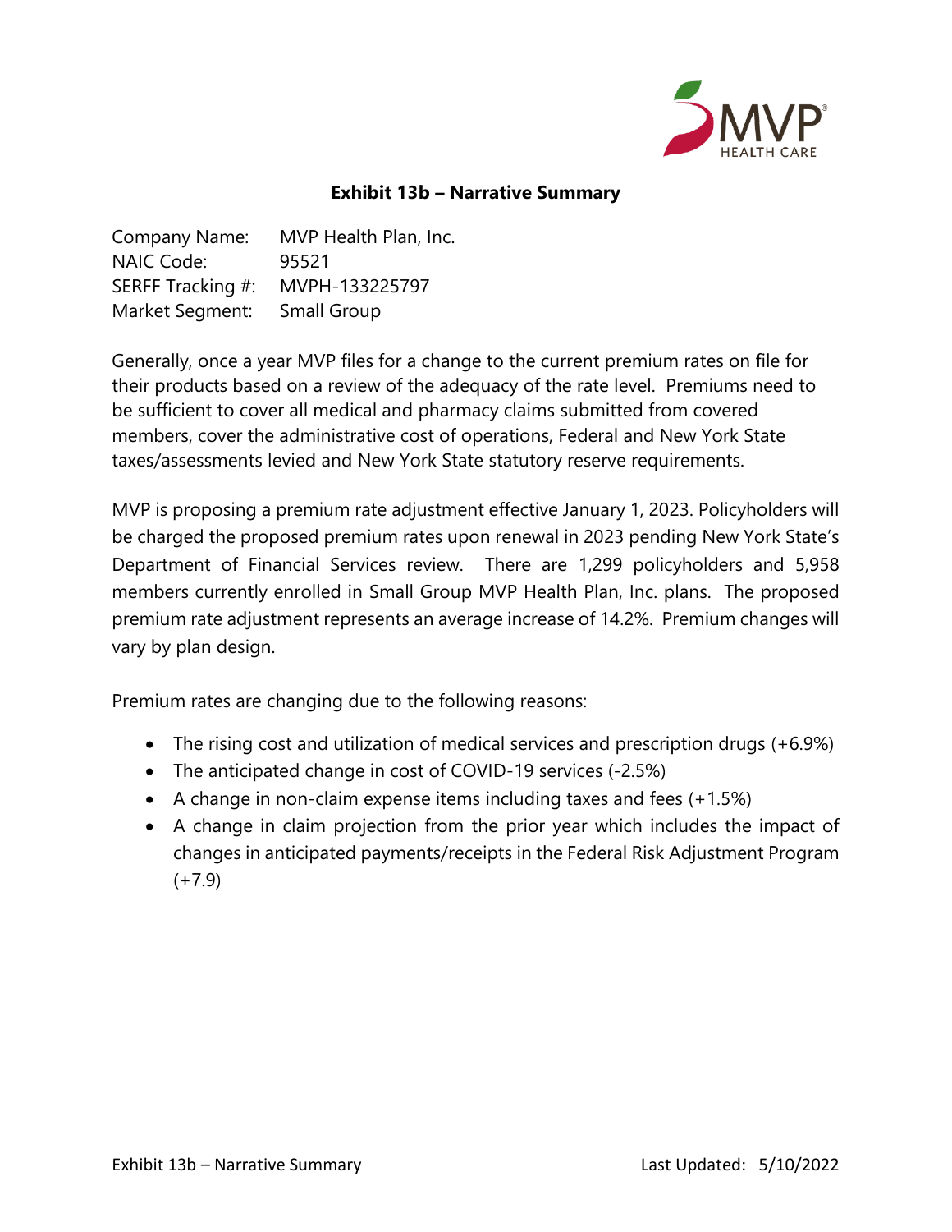## Exhibit 13b – Narrative Summary

Company Name: MVP Health Plan, Inc.
NAIC Code: 95521
SERFF Tracking #: MVPH-133225797
Market Segment: Small Group

Generally, once a year MVP files for a change to the current premium rates on file for their products based on a review of the adequacy of the rate level. Premiums need to be sufficient to cover all medical and pharmacy claims submitted from covered members, cover the administrative cost of operations, Federal and New York State taxes/assessments levied and New York State statutory reserve requirements.

MVP is proposing a premium rate adjustment effective January 1, 2023. Policyholders will be charged the proposed premium rates upon renewal in 2023 pending New York State's Department of Financial Services review. There are 1,299 policyholders and 5,958 members currently enrolled in Small Group MVP Health Plan, Inc. plans. The proposed premium rate adjustment represents an average increase of 14.2%. Premium changes will vary by plan design.

Premium rates are changing due to the following reasons:

- The rising cost and utilization of medical services and prescription drugs (+6.9%)
- The anticipated change in cost of COVID-19 services (-2.5%)
- A change in non-claim expense items including taxes and fees (+1.5%)
- A change in claim projection from the prior year which includes the impact of changes in anticipated payments/receipts in the Federal Risk Adjustment Program (+7.9)